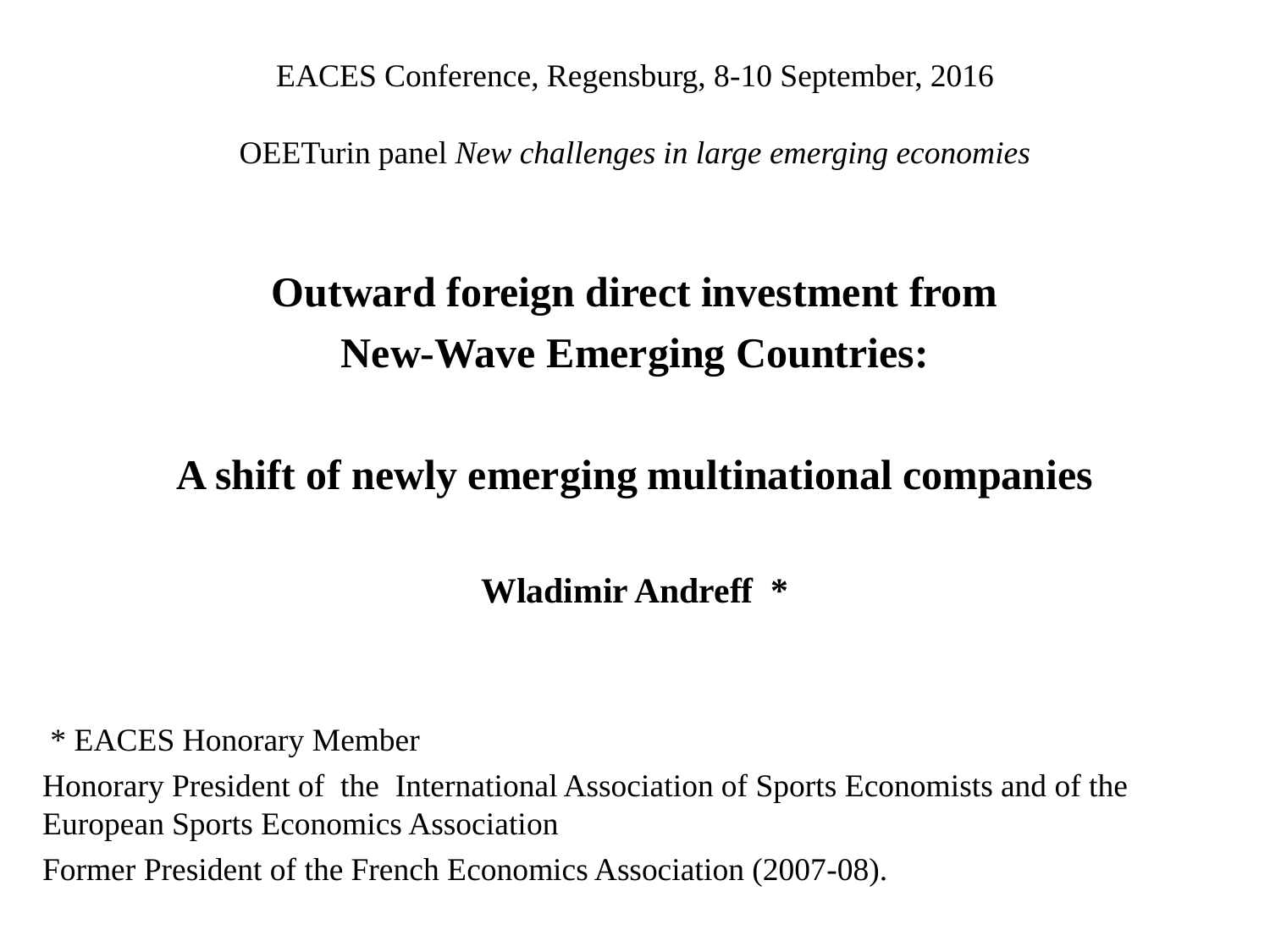EACES Conference, Regensburg, 8-10 September, 2016

OEETurin panel *New challenges in large emerging economies*

# Outward foreign direct investment from New-Wave Emerging Countries:

## A shift of newly emerging multinational companies

**Wladimir Andreff \***

\* EACES Honorary Member

Honorary President of the International Association of Sports Economists and of the European Sports Economics Association

Former President of the French Economics Association (2007-08).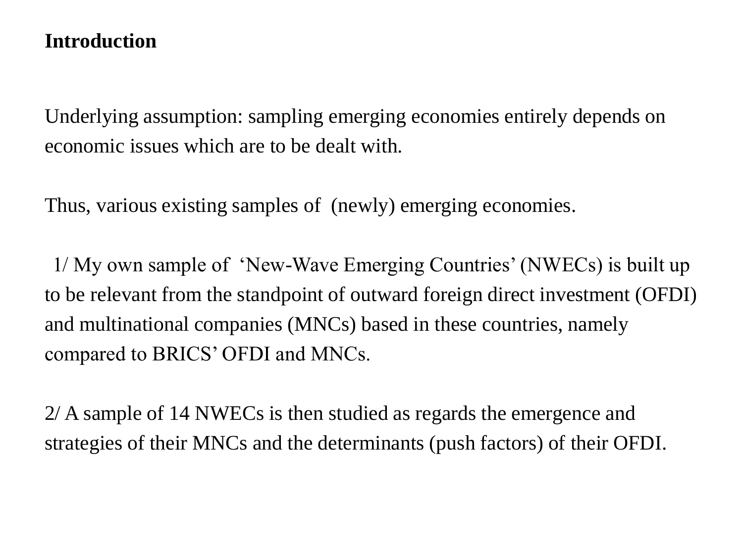**Introduction**

Underlying assumption: sampling emerging economies entirely depends on economic issues which are to be dealt with.

Thus, various existing samples of (newly) emerging economies.

1/ My own sample of 'New-Wave Emerging Countries' (NWECs) is built up to be relevant from the standpoint of outward foreign direct investment (OFDI) and multinational companies (MNCs) based in these countries, namely compared to BRICS' OFDI and MNCs.

2/ A sample of 14 NWECs is then studied as regards the emergence and strategies of their MNCs and the determinants (push factors) of their OFDI.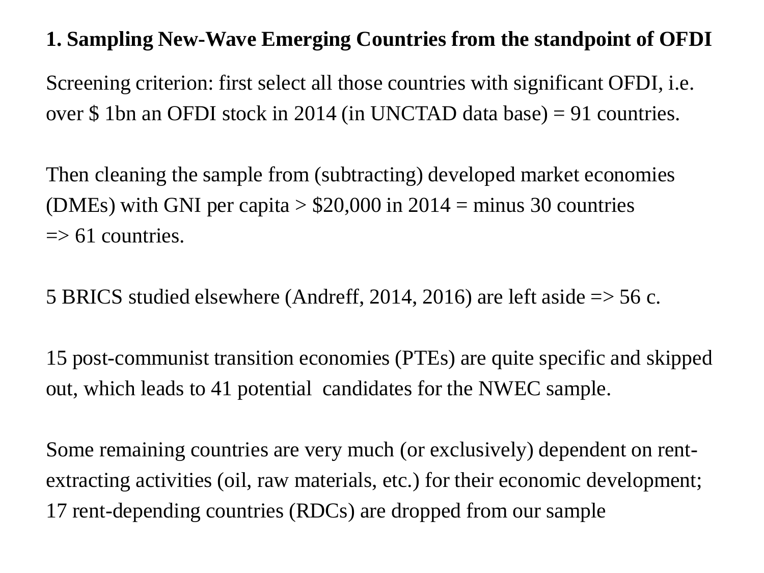## 1. Sampling New-Wave Emerging Countries from the standpoint of OFDI

Screening criterion: first select all those countries with significant OFDI, i.e. over $ 1bn an OFDI stock in 2014 (in UNCTAD data base) = 91 countries.

Then cleaning the sample from (subtracting) developed market economies (DMEs) with GNI per capita > $20,000 in 2014 = minus 30 countries  
=> 61 countries.

5 BRICS studied elsewhere (Andreff, 2014, 2016) are left aside => 56 c.

15 post-communist transition economies (PTEs) are quite specific and skipped out, which leads to 41 potential candidates for the NWEC sample.

Some remaining countries are very much (or exclusively) dependent on rent-extracting activities (oil, raw materials, etc.) for their economic development; 17 rent-depending countries (RDCs) are dropped from our sample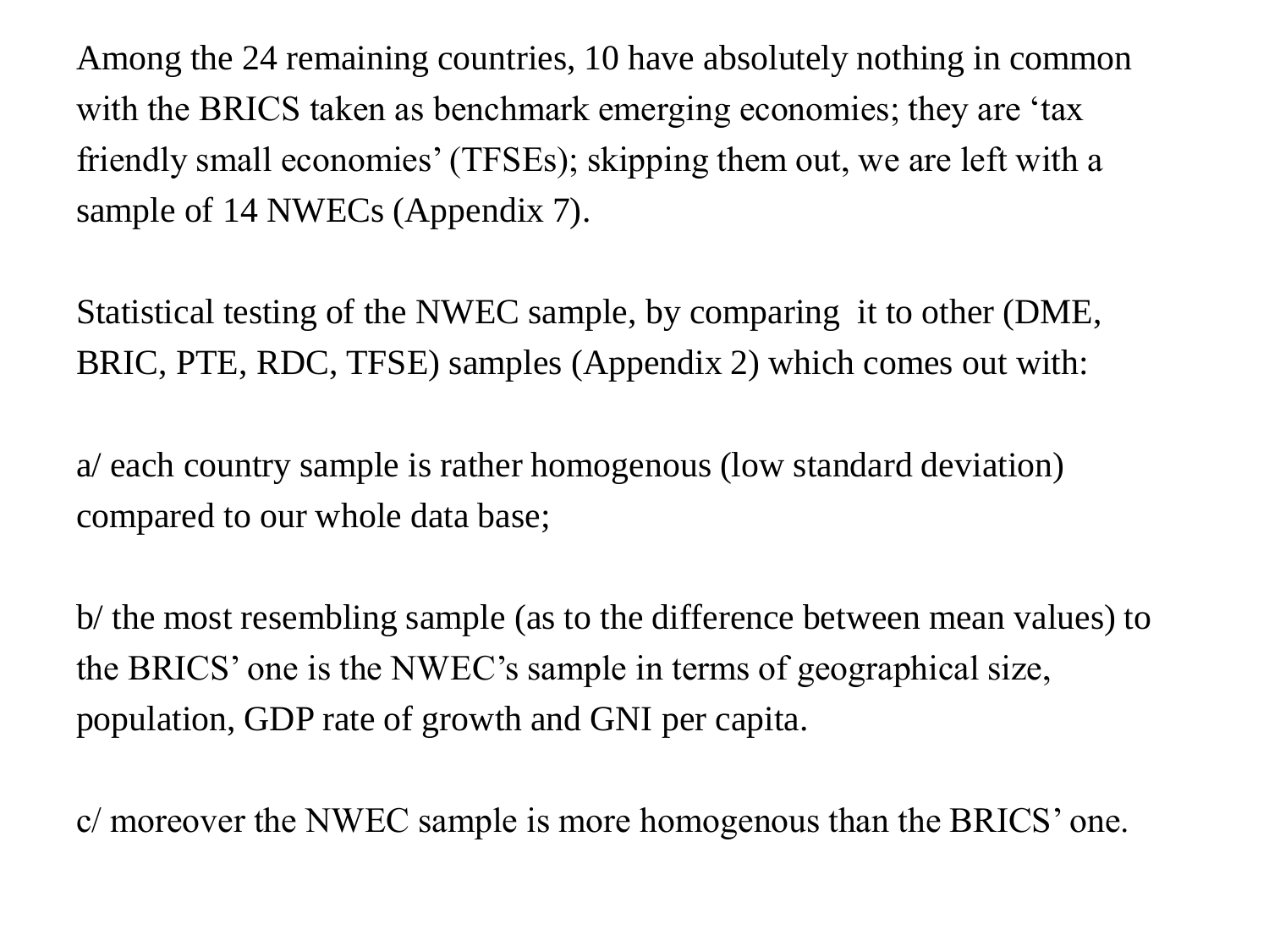Among the 24 remaining countries, 10 have absolutely nothing in common with the BRICS taken as benchmark emerging economies; they are 'tax friendly small economies' (TFSEs); skipping them out, we are left with a sample of 14 NWECs (Appendix 7).

Statistical testing of the NWEC sample, by comparing  it to other (DME, BRIC, PTE, RDC, TFSE) samples (Appendix 2) which comes out with:

a/ each country sample is rather homogenous (low standard deviation) compared to our whole data base;

b/ the most resembling sample (as to the difference between mean values) to the BRICS' one is the NWEC's sample in terms of geographical size, population, GDP rate of growth and GNI per capita.

c/ moreover the NWEC sample is more homogenous than the BRICS' one.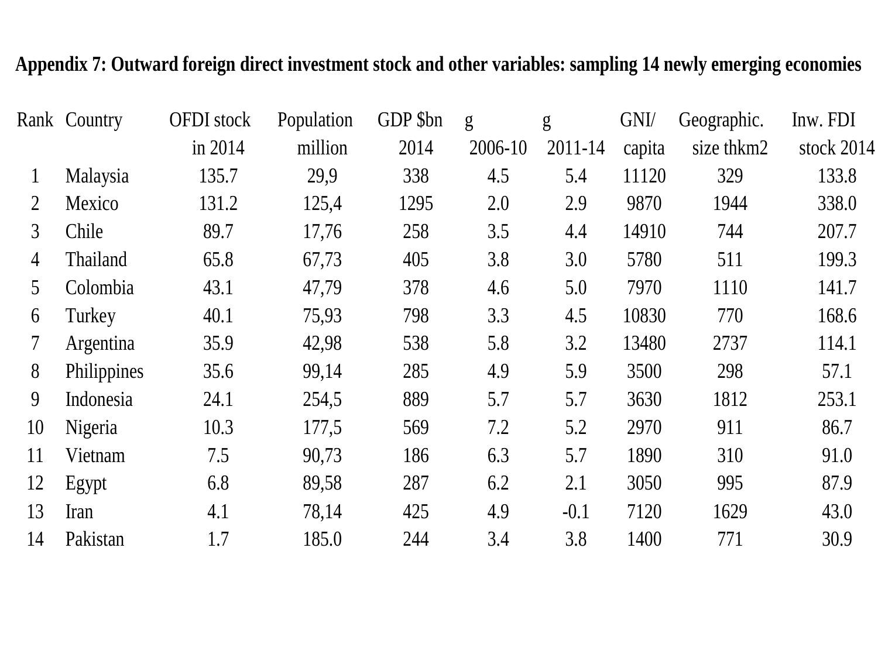**Appendix 7: Outward foreign direct investment stock and other variables: sampling 14 newly emerging economies**

| Rank | Country | OFDI stock in 2014 | Population million | GDP $bn 2014 | g 2006-10 | g 2011-14 | GNI/ capita | Geographic. size thkm2 | Inw. FDI stock 2014 |
|---|---|---|---|---|---|---|---|---|---|
| 1 | Malaysia | 135.7 | 29,9 | 338 | 4.5 | 5.4 | 11120 | 329 | 133.8 |
| 2 | Mexico | 131.2 | 125,4 | 1295 | 2.0 | 2.9 | 9870 | 1944 | 338.0 |
| 3 | Chile | 89.7 | 17,76 | 258 | 3.5 | 4.4 | 14910 | 744 | 207.7 |
| 4 | Thailand | 65.8 | 67,73 | 405 | 3.8 | 3.0 | 5780 | 511 | 199.3 |
| 5 | Colombia | 43.1 | 47,79 | 378 | 4.6 | 5.0 | 7970 | 1110 | 141.7 |
| 6 | Turkey | 40.1 | 75,93 | 798 | 3.3 | 4.5 | 10830 | 770 | 168.6 |
| 7 | Argentina | 35.9 | 42,98 | 538 | 5.8 | 3.2 | 13480 | 2737 | 114.1 |
| 8 | Philippines | 35.6 | 99,14 | 285 | 4.9 | 5.9 | 3500 | 298 | 57.1 |
| 9 | Indonesia | 24.1 | 254,5 | 889 | 5.7 | 5.7 | 3630 | 1812 | 253.1 |
| 10 | Nigeria | 10.3 | 177,5 | 569 | 7.2 | 5.2 | 2970 | 911 | 86.7 |
| 11 | Vietnam | 7.5 | 90,73 | 186 | 6.3 | 5.7 | 1890 | 310 | 91.0 |
| 12 | Egypt | 6.8 | 89,58 | 287 | 6.2 | 2.1 | 3050 | 995 | 87.9 |
| 13 | Iran | 4.1 | 78,14 | 425 | 4.9 | -0.1 | 7120 | 1629 | 43.0 |
| 14 | Pakistan | 1.7 | 185.0 | 244 | 3.4 | 3.8 | 1400 | 771 | 30.9 |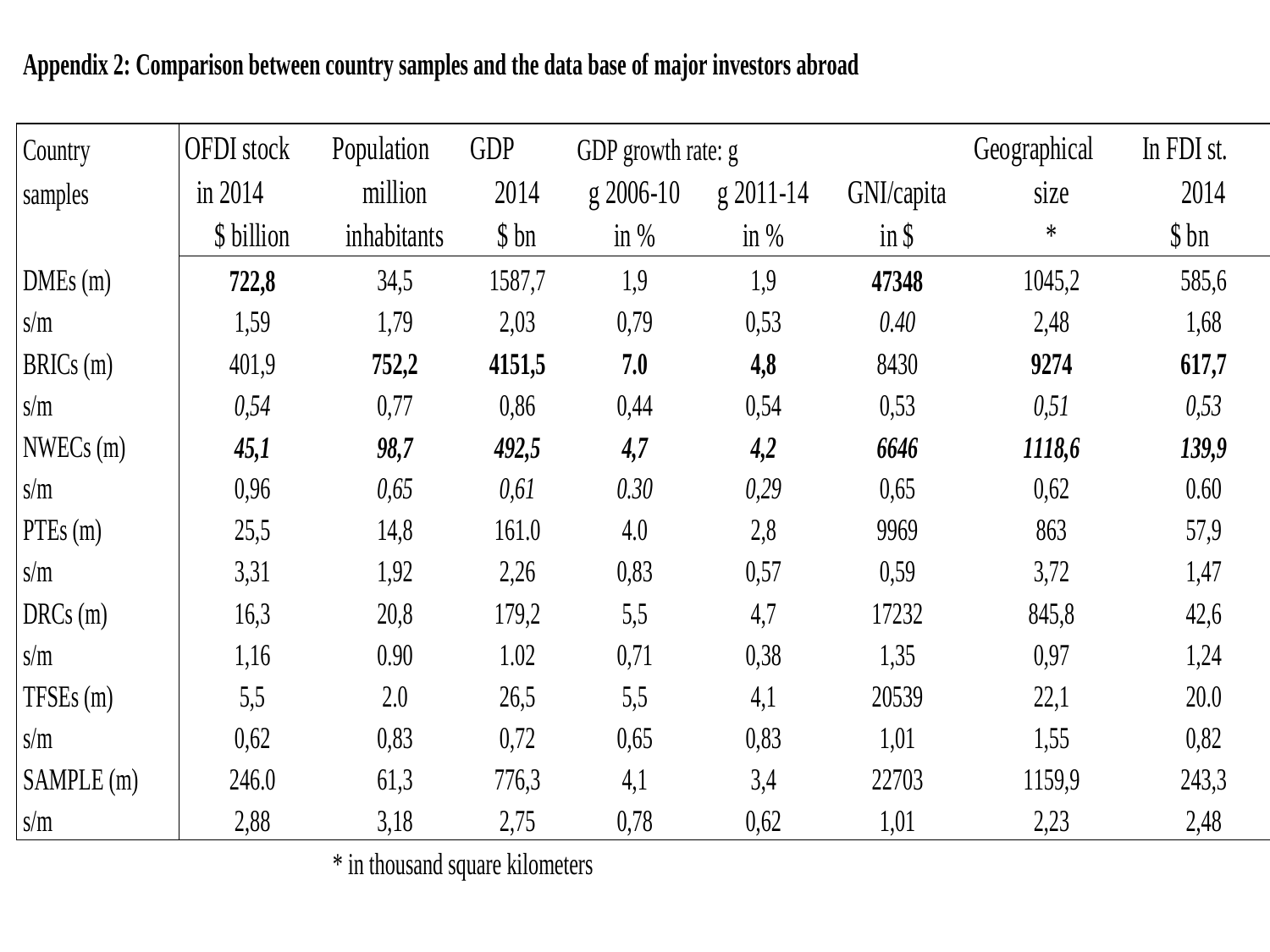**Appendix 2: Comparison between country samples and the data base of major investors abroad**

| Country samples | OFDI stock in 2014 $ billion | Population million inhabitants | GDP 2014 $ bn | GDP growth rate: g g 2006-10 in % | g 2011-14 in % | GNI/capita in $ | Geographical size * | In FDI st. 2014 $ bn |
|---|---|---|---|---|---|---|---|---|
| DMEs (m) | **722,8** | 34,5 | 1587,7 | 1,9 | 1,9 | **47348** | 1045,2 | 585,6 |
| s/m | 1,59 | 1,79 | 2,03 | 0,79 | 0,53 | *0.40* | 2,48 | 1,68 |
| BRICs (m) | 401,9 | **752,2** | **4151,5** | **7.0** | **4,8** | 8430 | **9274** | **617,7** |
| s/m | *0,54* | 0,77 | 0,86 | 0,44 | 0,54 | 0,53 | *0,51* | *0,53* |
| NWECs (m) | ***45,1*** | ***98,7*** | ***492,5*** | ***4,7*** | ***4,2*** | ***6646*** | ***1118,6*** | ***139,9*** |
| s/m | 0,96 | *0,65* | *0,61* | *0.30* | *0,29* | 0,65 | 0,62 | 0.60 |
| PTEs (m) | 25,5 | 14,8 | 161.0 | 4.0 | 2,8 | 9969 | 863 | 57,9 |
| s/m | 3,31 | 1,92 | 2,26 | 0,83 | 0,57 | 0,59 | 3,72 | 1,47 |
| DRCs (m) | 16,3 | 20,8 | 179,2 | 5,5 | 4,7 | 17232 | 845,8 | 42,6 |
| s/m | 1,16 | 0.90 | 1.02 | 0,71 | 0,38 | 1,35 | 0,97 | 1,24 |
| TFSEs (m) | 5,5 | 2.0 | 26,5 | 5,5 | 4,1 | 20539 | 22,1 | 20.0 |
| s/m | 0,62 | 0,83 | 0,72 | 0,65 | 0,83 | 1,01 | 1,55 | 0,82 |
| SAMPLE (m) | 246.0 | 61,3 | 776,3 | 4,1 | 3,4 | 22703 | 1159,9 | 243,3 |
| s/m | 2,88 | 3,18 | 2,75 | 0,78 | 0,62 | 1,01 | 2,23 | 2,48 |

* in thousand square kilometers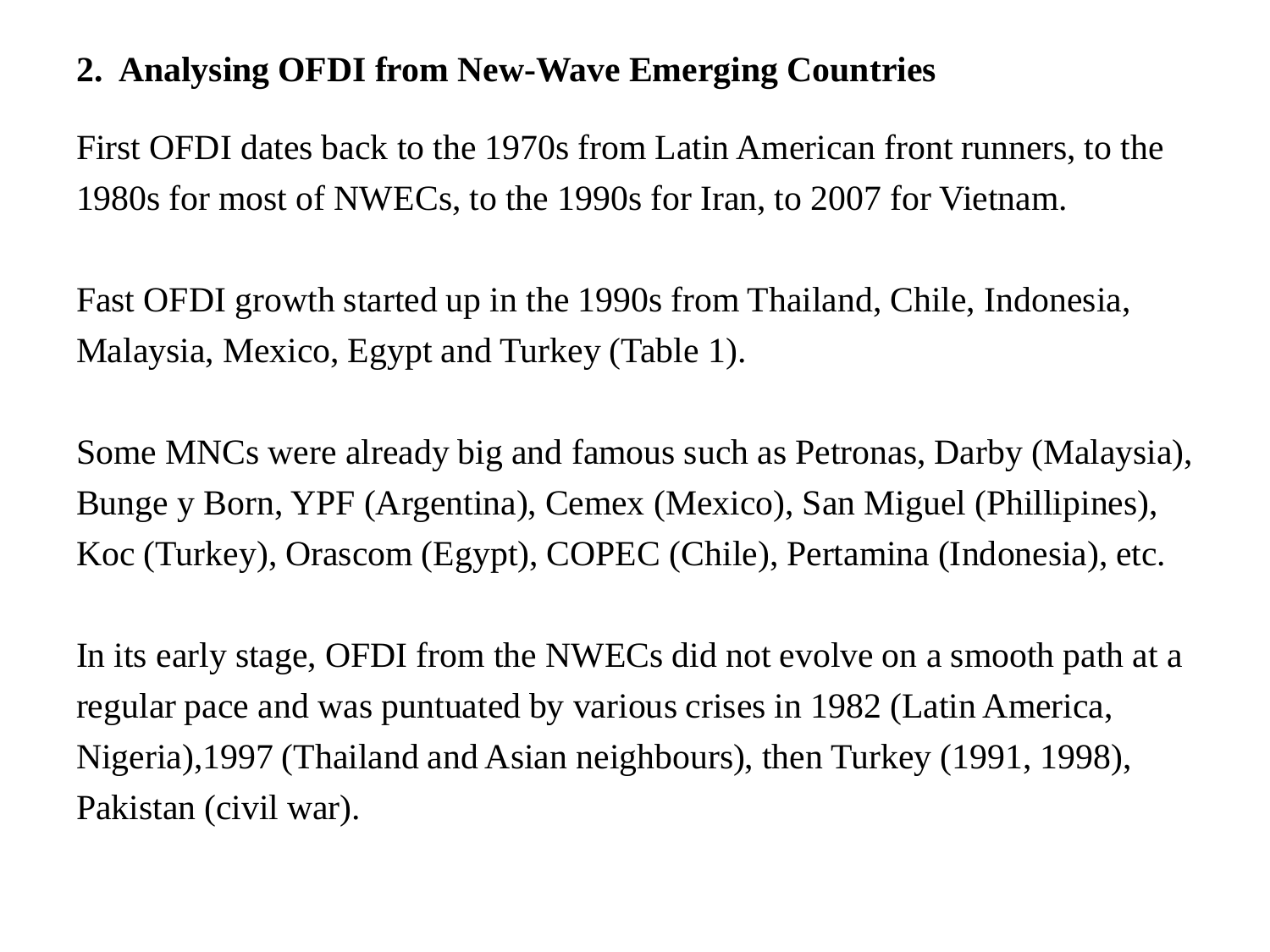## 2. Analysing OFDI from New-Wave Emerging Countries

First OFDI dates back to the 1970s from Latin American front runners, to the 1980s for most of NWECs, to the 1990s for Iran, to 2007 for Vietnam.

Fast OFDI growth started up in the 1990s from Thailand, Chile, Indonesia, Malaysia, Mexico, Egypt and Turkey (Table 1).

Some MNCs were already big and famous such as Petronas, Darby (Malaysia), Bunge y Born, YPF (Argentina), Cemex (Mexico), San Miguel (Phillipines), Koc (Turkey), Orascom (Egypt), COPEC (Chile), Pertamina (Indonesia), etc.

In its early stage, OFDI from the NWECs did not evolve on a smooth path at a regular pace and was puntuated by various crises in 1982 (Latin America, Nigeria),1997 (Thailand and Asian neighbours), then Turkey (1991, 1998), Pakistan (civil war).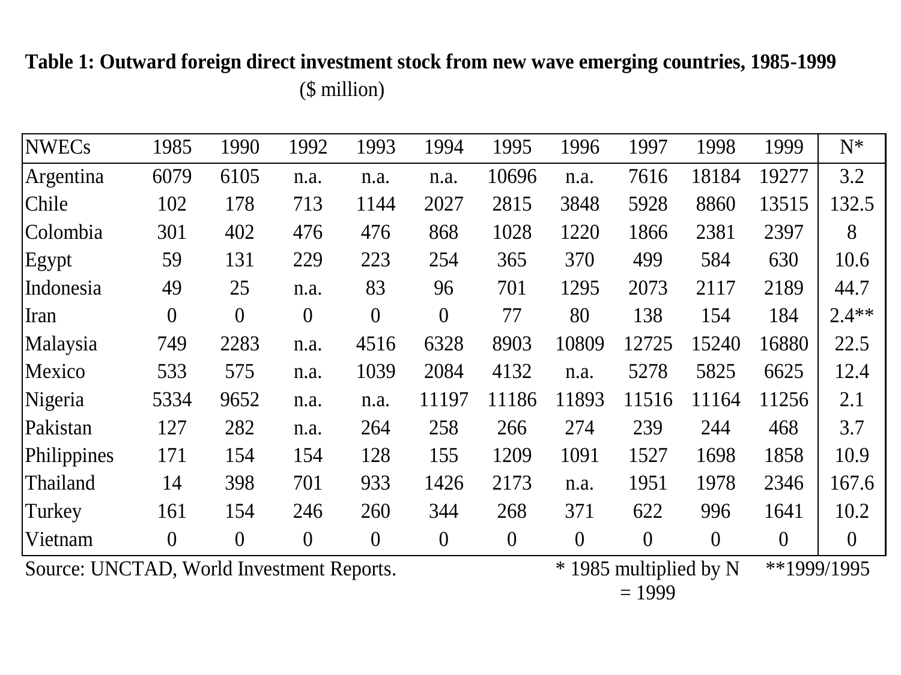**Table 1: Outward foreign direct investment stock from new wave emerging countries, 1985-1999**

($ million)

| NWECs | 1985 | 1990 | 1992 | 1993 | 1994 | 1995 | 1996 | 1997 | 1998 | 1999 | N* |
|---|---|---|---|---|---|---|---|---|---|---|---|
| Argentina | 6079 | 6105 | n.a. | n.a. | n.a. | 10696 | n.a. | 7616 | 18184 | 19277 | 3.2 |
| Chile | 102 | 178 | 713 | 1144 | 2027 | 2815 | 3848 | 5928 | 8860 | 13515 | 132.5 |
| Colombia | 301 | 402 | 476 | 476 | 868 | 1028 | 1220 | 1866 | 2381 | 2397 | 8 |
| Egypt | 59 | 131 | 229 | 223 | 254 | 365 | 370 | 499 | 584 | 630 | 10.6 |
| Indonesia | 49 | 25 | n.a. | 83 | 96 | 701 | 1295 | 2073 | 2117 | 2189 | 44.7 |
| Iran | 0 | 0 | 0 | 0 | 0 | 77 | 80 | 138 | 154 | 184 | 2.4** |
| Malaysia | 749 | 2283 | n.a. | 4516 | 6328 | 8903 | 10809 | 12725 | 15240 | 16880 | 22.5 |
| Mexico | 533 | 575 | n.a. | 1039 | 2084 | 4132 | n.a. | 5278 | 5825 | 6625 | 12.4 |
| Nigeria | 5334 | 9652 | n.a. | n.a. | 11197 | 11186 | 11893 | 11516 | 11164 | 11256 | 2.1 |
| Pakistan | 127 | 282 | n.a. | 264 | 258 | 266 | 274 | 239 | 244 | 468 | 3.7 |
| Philippines | 171 | 154 | 154 | 128 | 155 | 1209 | 1091 | 1527 | 1698 | 1858 | 10.9 |
| Thailand | 14 | 398 | 701 | 933 | 1426 | 2173 | n.a. | 1951 | 1978 | 2346 | 167.6 |
| Turkey | 161 | 154 | 246 | 260 | 344 | 268 | 371 | 622 | 996 | 1641 | 10.2 |
| Vietnam | 0 | 0 | 0 | 0 | 0 | 0 | 0 | 0 | 0 | 0 | 0 |

Source: UNCTAD, World Investment Reports. * 1985 multiplied by N = 1999 **1999/1995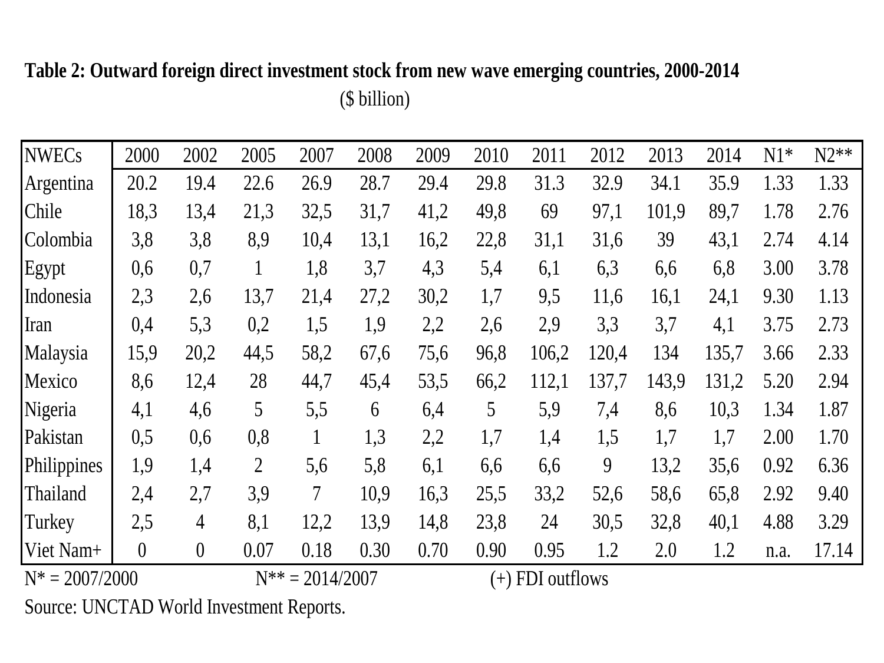**Table 2: Outward foreign direct investment stock from new wave emerging countries, 2000-2014**

($ billion)

| NWECs | 2000 | 2002 | 2005 | 2007 | 2008 | 2009 | 2010 | 2011 | 2012 | 2013 | 2014 | N1* | N2** |
|---|---|---|---|---|---|---|---|---|---|---|---|---|---|
| Argentina | 20.2 | 19.4 | 22.6 | 26.9 | 28.7 | 29.4 | 29.8 | 31.3 | 32.9 | 34.1 | 35.9 | 1.33 | 1.33 |
| Chile | 18,3 | 13,4 | 21,3 | 32,5 | 31,7 | 41,2 | 49,8 | 69 | 97,1 | 101,9 | 89,7 | 1.78 | 2.76 |
| Colombia | 3,8 | 3,8 | 8,9 | 10,4 | 13,1 | 16,2 | 22,8 | 31,1 | 31,6 | 39 | 43,1 | 2.74 | 4.14 |
| Egypt | 0,6 | 0,7 | 1 | 1,8 | 3,7 | 4,3 | 5,4 | 6,1 | 6,3 | 6,6 | 6,8 | 3.00 | 3.78 |
| Indonesia | 2,3 | 2,6 | 13,7 | 21,4 | 27,2 | 30,2 | 1,7 | 9,5 | 11,6 | 16,1 | 24,1 | 9.30 | 1.13 |
| Iran | 0,4 | 5,3 | 0,2 | 1,5 | 1,9 | 2,2 | 2,6 | 2,9 | 3,3 | 3,7 | 4,1 | 3.75 | 2.73 |
| Malaysia | 15,9 | 20,2 | 44,5 | 58,2 | 67,6 | 75,6 | 96,8 | 106,2 | 120,4 | 134 | 135,7 | 3.66 | 2.33 |
| Mexico | 8,6 | 12,4 | 28 | 44,7 | 45,4 | 53,5 | 66,2 | 112,1 | 137,7 | 143,9 | 131,2 | 5.20 | 2.94 |
| Nigeria | 4,1 | 4,6 | 5 | 5,5 | 6 | 6,4 | 5 | 5,9 | 7,4 | 8,6 | 10,3 | 1.34 | 1.87 |
| Pakistan | 0,5 | 0,6 | 0,8 | 1 | 1,3 | 2,2 | 1,7 | 1,4 | 1,5 | 1,7 | 1,7 | 2.00 | 1.70 |
| Philippines | 1,9 | 1,4 | 2 | 5,6 | 5,8 | 6,1 | 6,6 | 6,6 | 9 | 13,2 | 35,6 | 0.92 | 6.36 |
| Thailand | 2,4 | 2,7 | 3,9 | 7 | 10,9 | 16,3 | 25,5 | 33,2 | 52,6 | 58,6 | 65,8 | 2.92 | 9.40 |
| Turkey | 2,5 | 4 | 8,1 | 12,2 | 13,9 | 14,8 | 23,8 | 24 | 30,5 | 32,8 | 40,1 | 4.88 | 3.29 |
| Viet Nam+ | 0 | 0 | 0.07 | 0.18 | 0.30 | 0.70 | 0.90 | 0.95 | 1.2 | 2.0 | 1.2 | n.a. | 17.14 |

N* = 2007/2000 N** = 2014/2007 (+) FDI outflows

Source: UNCTAD World Investment Reports.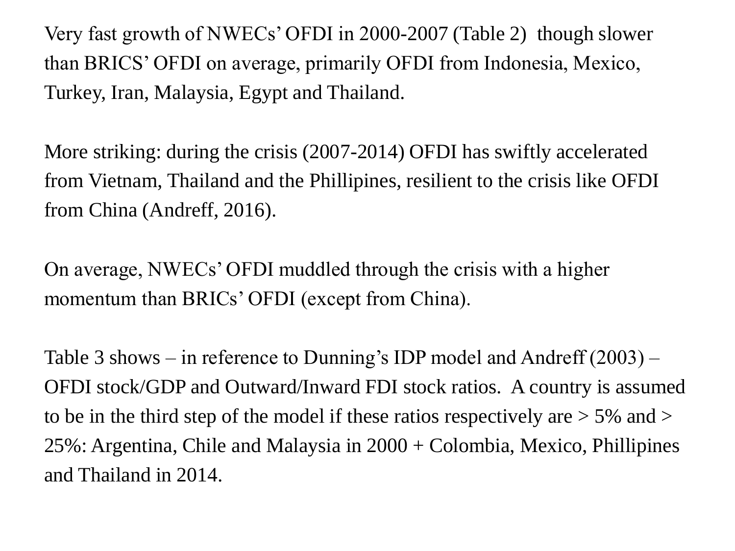Very fast growth of NWECs' OFDI in 2000-2007 (Table 2) though slower than BRICS' OFDI on average, primarily OFDI from Indonesia, Mexico, Turkey, Iran, Malaysia, Egypt and Thailand.

More striking: during the crisis (2007-2014) OFDI has swiftly accelerated from Vietnam, Thailand and the Phillipines, resilient to the crisis like OFDI from China (Andreff, 2016).

On average, NWECs' OFDI muddled through the crisis with a higher momentum than BRICs' OFDI (except from China).

Table 3 shows – in reference to Dunning's IDP model and Andreff (2003) – OFDI stock/GDP and Outward/Inward FDI stock ratios. A country is assumed to be in the third step of the model if these ratios respectively are > 5% and > 25%: Argentina, Chile and Malaysia in 2000 + Colombia, Mexico, Phillipines and Thailand in 2014.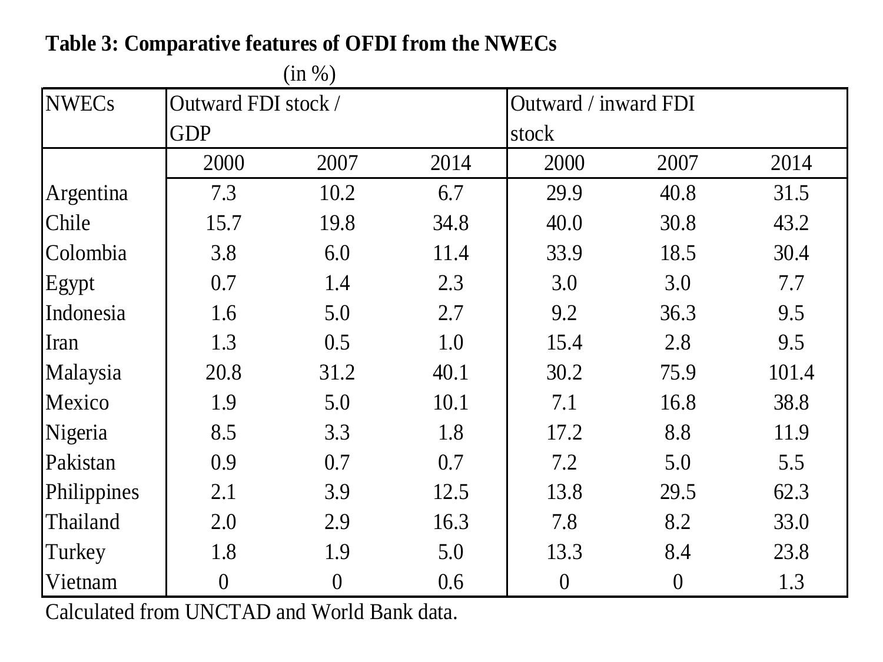**Table 3: Comparative features of OFDI from the NWECs**

(in %)

| NWECs | Outward FDI stock / GDP | | | Outward / inward FDI stock | | |
|---|---|---|---|---|---|---|
| | 2000 | 2007 | 2014 | 2000 | 2007 | 2014 |
| Argentina | 7.3 | 10.2 | 6.7 | 29.9 | 40.8 | 31.5 |
| Chile | 15.7 | 19.8 | 34.8 | 40.0 | 30.8 | 43.2 |
| Colombia | 3.8 | 6.0 | 11.4 | 33.9 | 18.5 | 30.4 |
| Egypt | 0.7 | 1.4 | 2.3 | 3.0 | 3.0 | 7.7 |
| Indonesia | 1.6 | 5.0 | 2.7 | 9.2 | 36.3 | 9.5 |
| Iran | 1.3 | 0.5 | 1.0 | 15.4 | 2.8 | 9.5 |
| Malaysia | 20.8 | 31.2 | 40.1 | 30.2 | 75.9 | 101.4 |
| Mexico | 1.9 | 5.0 | 10.1 | 7.1 | 16.8 | 38.8 |
| Nigeria | 8.5 | 3.3 | 1.8 | 17.2 | 8.8 | 11.9 |
| Pakistan | 0.9 | 0.7 | 0.7 | 7.2 | 5.0 | 5.5 |
| Philippines | 2.1 | 3.9 | 12.5 | 13.8 | 29.5 | 62.3 |
| Thailand | 2.0 | 2.9 | 16.3 | 7.8 | 8.2 | 33.0 |
| Turkey | 1.8 | 1.9 | 5.0 | 13.3 | 8.4 | 23.8 |
| Vietnam | 0 | 0 | 0.6 | 0 | 0 | 1.3 |

Calculated from UNCTAD and World Bank data.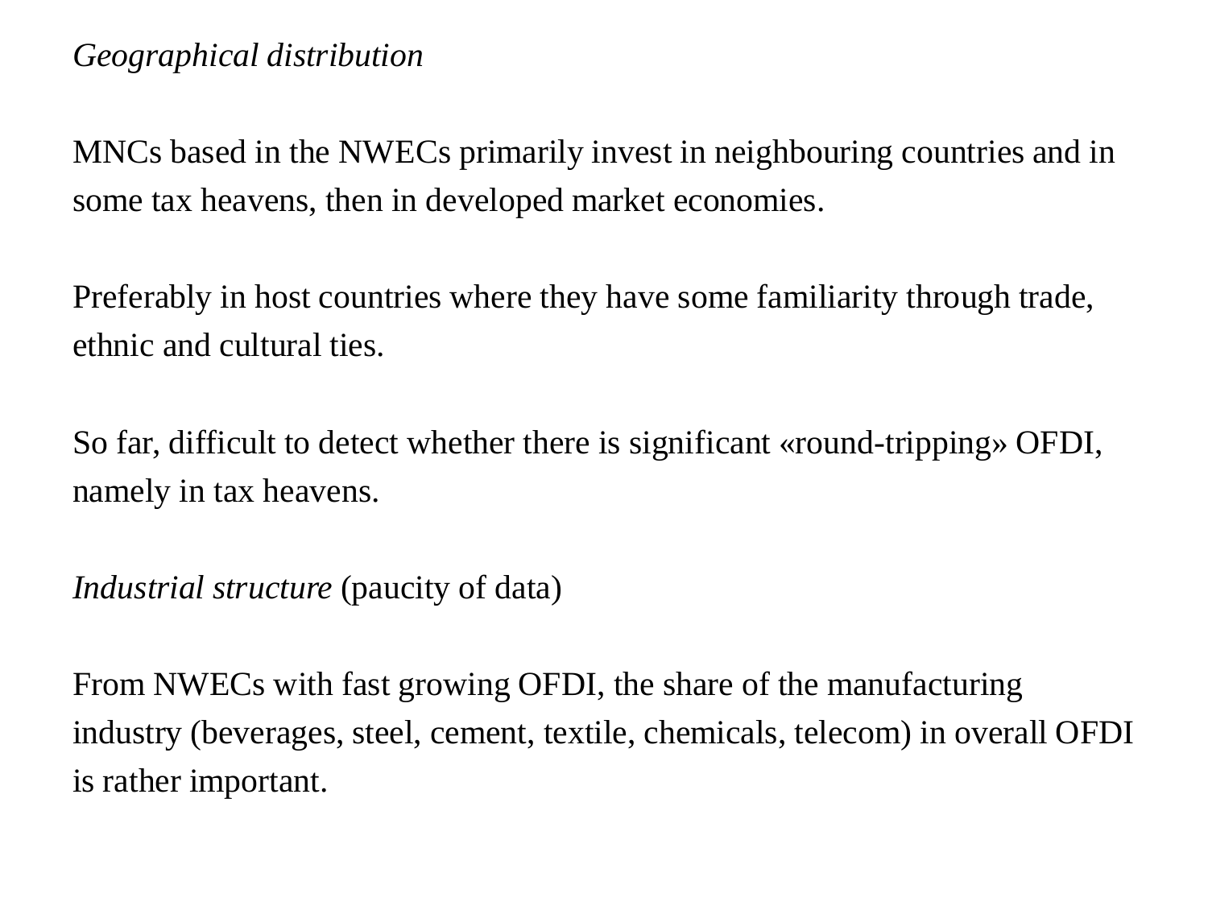*Geographical distribution*

MNCs based in the NWECs primarily invest in neighbouring countries and in some tax heavens, then in developed market economies.

Preferably in host countries where they have some familiarity through trade, ethnic and cultural ties.

So far, difficult to detect whether there is significant «round-tripping» OFDI, namely in tax heavens.

*Industrial structure* (paucity of data)

From NWECs with fast growing OFDI, the share of the manufacturing industry (beverages, steel, cement, textile, chemicals, telecom) in overall OFDI is rather important.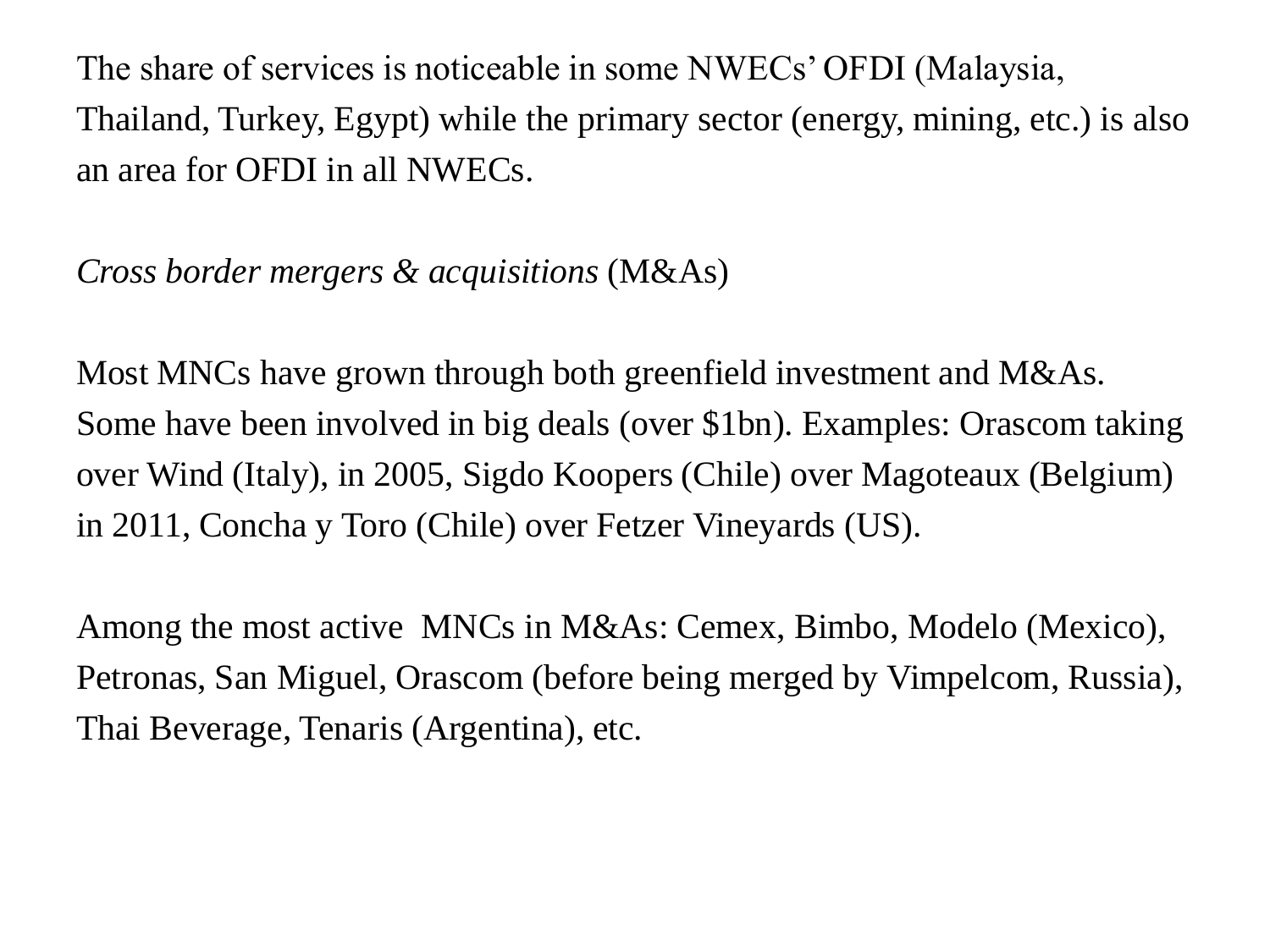The share of services is noticeable in some NWECs' OFDI (Malaysia, Thailand, Turkey, Egypt) while the primary sector (energy, mining, etc.) is also an area for OFDI in all NWECs.

*Cross border mergers & acquisitions* (M&As)

Most MNCs have grown through both greenfield investment and M&As. Some have been involved in big deals (over $1bn). Examples: Orascom taking over Wind (Italy), in 2005, Sigdo Koopers (Chile) over Magoteaux (Belgium) in 2011, Concha y Toro (Chile) over Fetzer Vineyards (US).

Among the most active MNCs in M&As: Cemex, Bimbo, Modelo (Mexico), Petronas, San Miguel, Orascom (before being merged by Vimpelcom, Russia), Thai Beverage, Tenaris (Argentina), etc.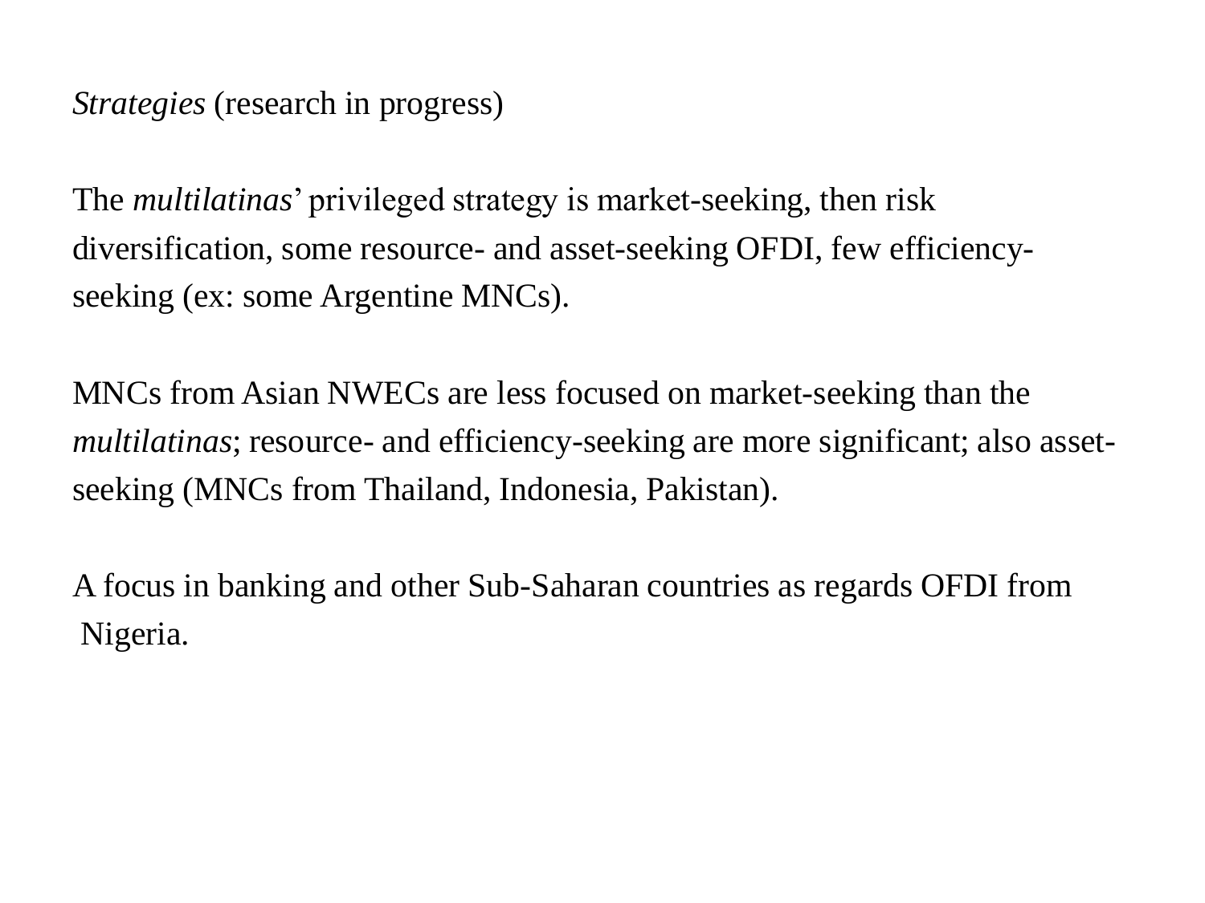*Strategies* (research in progress)

The *multilatinas*' privileged strategy is market-seeking, then risk diversification, some resource- and asset-seeking OFDI, few efficiency-seeking (ex: some Argentine MNCs).

MNCs from Asian NWECs are less focused on market-seeking than the *multilatinas*; resource- and efficiency-seeking are more significant; also asset-seeking (MNCs from Thailand, Indonesia, Pakistan).

A focus in banking and other Sub-Saharan countries as regards OFDI from Nigeria.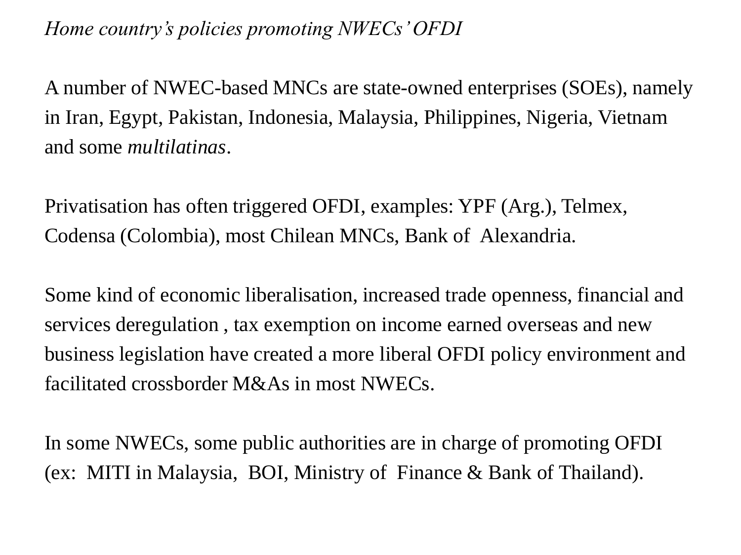*Home country's policies promoting NWECs' OFDI*

A number of NWEC-based MNCs are state-owned enterprises (SOEs), namely in Iran, Egypt, Pakistan, Indonesia, Malaysia, Philippines, Nigeria, Vietnam and some *multilatinas*.

Privatisation has often triggered OFDI, examples: YPF (Arg.), Telmex, Codensa (Colombia), most Chilean MNCs, Bank of Alexandria.

Some kind of economic liberalisation, increased trade openness, financial and services deregulation , tax exemption on income earned overseas and new business legislation have created a more liberal OFDI policy environment and facilitated crossborder M&As in most NWECs.

In some NWECs, some public authorities are in charge of promoting OFDI (ex: MITI in Malaysia, BOI, Ministry of Finance & Bank of Thailand).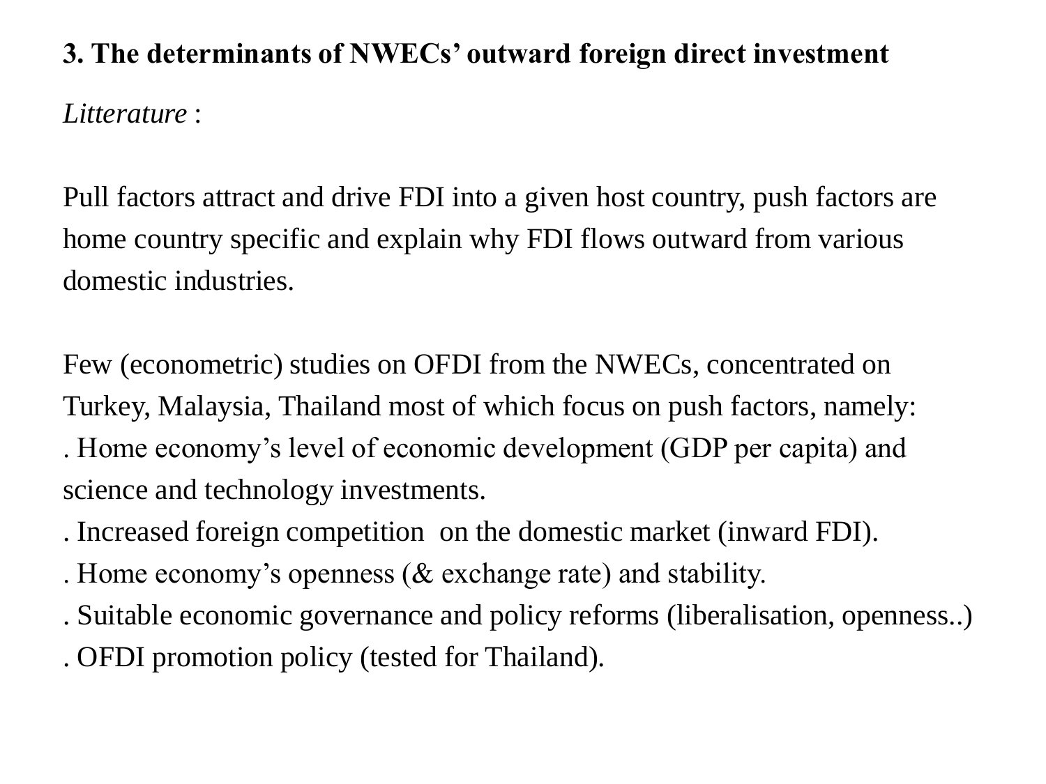## 3. The determinants of NWECs' outward foreign direct investment

*Litterature* :

Pull factors attract and drive FDI into a given host country, push factors are home country specific and explain why FDI flows outward from various domestic industries.

Few (econometric) studies on OFDI from the NWECs, concentrated on Turkey, Malaysia, Thailand most of which focus on push factors, namely:

. Home economy's level of economic development (GDP per capita) and science and technology investments.
. Increased foreign competition  on the domestic market (inward FDI).
. Home economy's openness (& exchange rate) and stability.
. Suitable economic governance and policy reforms (liberalisation, openness..)
. OFDI promotion policy (tested for Thailand).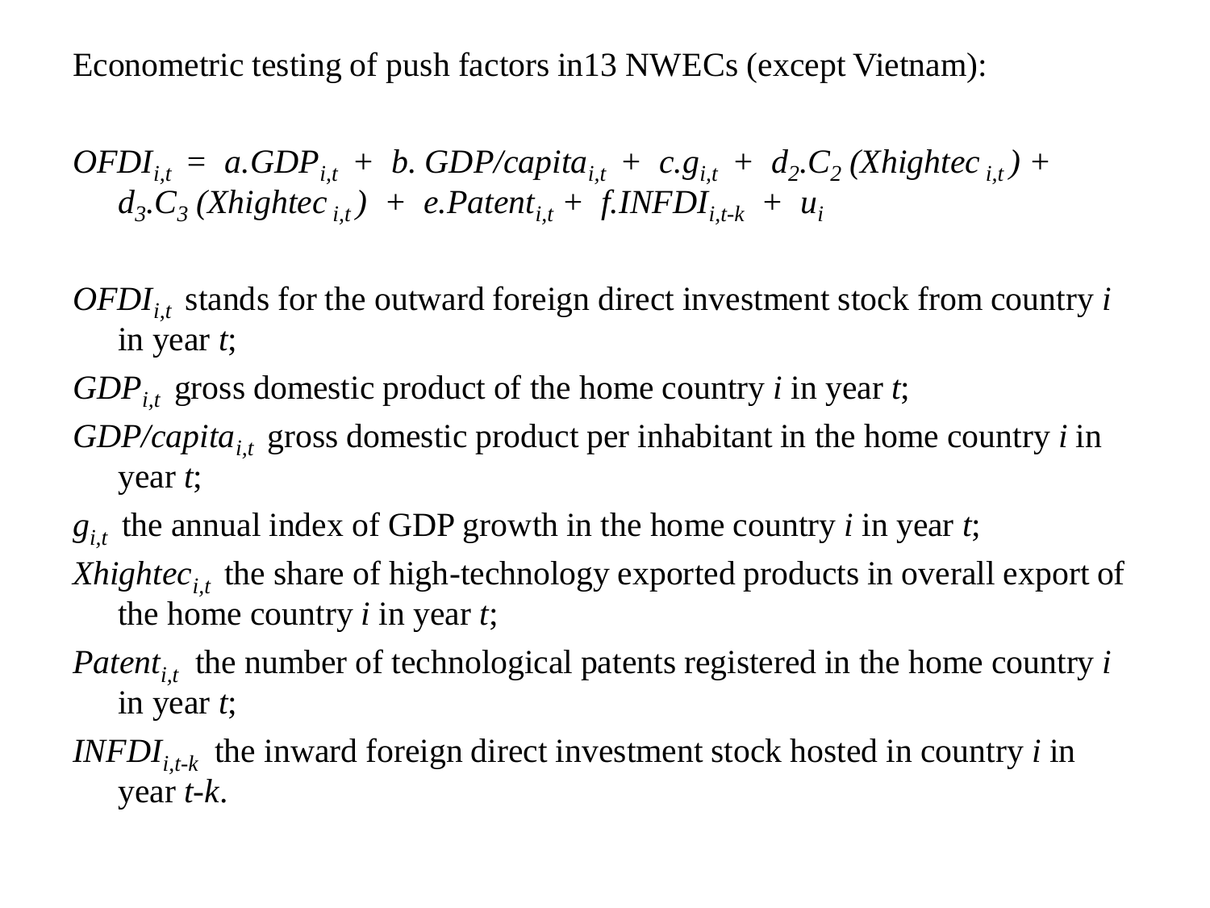Econometric testing of push factors in13 NWECs (except Vietnam):

$$OFDI_{i,t} = a.GDP_{i,t} + b. GDP/capita_{i,t} + c.g_{i,t} + d_2.C_2 (Xhightec_{i,t}) + d_3.C_3 (Xhightec_{i,t}) + e.Patent_{i,t} + f.INFDI_{i,t-k} + u_i$$

$OFDI_{i,t}$ stands for the outward foreign direct investment stock from country *i* in year *t*;

$GDP_{i,t}$ gross domestic product of the home country *i* in year *t*;

$GDP/capita_{i,t}$ gross domestic product per inhabitant in the home country *i* in year *t*;

$g_{i,t}$ the annual index of GDP growth in the home country *i* in year *t*;

$Xhightec_{i,t}$ the share of high-technology exported products in overall export of the home country *i* in year *t*;

$Patent_{i,t}$ the number of technological patents registered in the home country *i* in year *t*;

$INFDI_{i,t-k}$ the inward foreign direct investment stock hosted in country *i* in year *t-k*.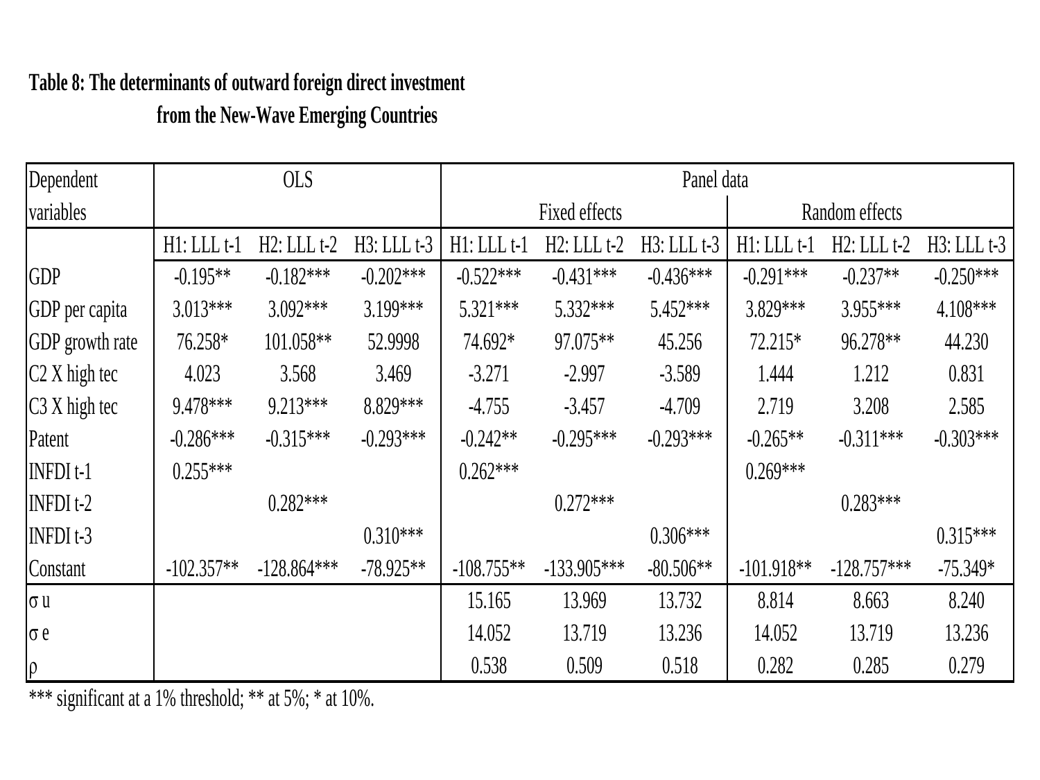**Table 8: The determinants of outward foreign direct investment from the New-Wave Emerging Countries**

| Dependent variables | OLS | | | Panel data | | | | | |
|---|---|---|---|---|---|---|---|---|---|
| | | | | Fixed effects | | | Random effects | | |
| | H1: LLL t-1 | H2: LLL t-2 | H3: LLL t-3 | H1: LLL t-1 | H2: LLL t-2 | H3: LLL t-3 | H1: LLL t-1 | H2: LLL t-2 | H3: LLL t-3 |
| GDP | -0.195** | -0.182*** | -0.202*** | -0.522*** | -0.431*** | -0.436*** | -0.291*** | -0.237** | -0.250*** |
| GDP per capita | 3.013*** | 3.092*** | 3.199*** | 5.321*** | 5.332*** | 5.452*** | 3.829*** | 3.955*** | 4.108*** |
| GDP growth rate | 76.258* | 101.058** | 52.9998 | 74.692* | 97.075** | 45.256 | 72.215* | 96.278** | 44.230 |
| C2 X high tec | 4.023 | 3.568 | 3.469 | -3.271 | -2.997 | -3.589 | 1.444 | 1.212 | 0.831 |
| C3 X high tec | 9.478*** | 9.213*** | 8.829*** | -4.755 | -3.457 | -4.709 | 2.719 | 3.208 | 2.585 |
| Patent | -0.286*** | -0.315*** | -0.293*** | -0.242** | -0.295*** | -0.293*** | -0.265** | -0.311*** | -0.303*** |
| INFDI t-1 | 0.255*** | | | 0.262*** | | | 0.269*** | | |
| INFDI t-2 | | 0.282*** | | | 0.272*** | | | 0.283*** | |
| INFDI t-3 | | | 0.310*** | | | 0.306*** | | | 0.315*** |
| Constant | -102.357** | -128.864*** | -78.925** | -108.755** | -133.905*** | -80.506** | -101.918** | -128.757*** | -75.349* |
| σ u | | | | 15.165 | 13.969 | 13.732 | 8.814 | 8.663 | 8.240 |
| σ e | | | | 14.052 | 13.719 | 13.236 | 14.052 | 13.719 | 13.236 |
| ρ | | | | 0.538 | 0.509 | 0.518 | 0.282 | 0.285 | 0.279 |

*** significant at a 1% threshold; ** at 5%; * at 10%.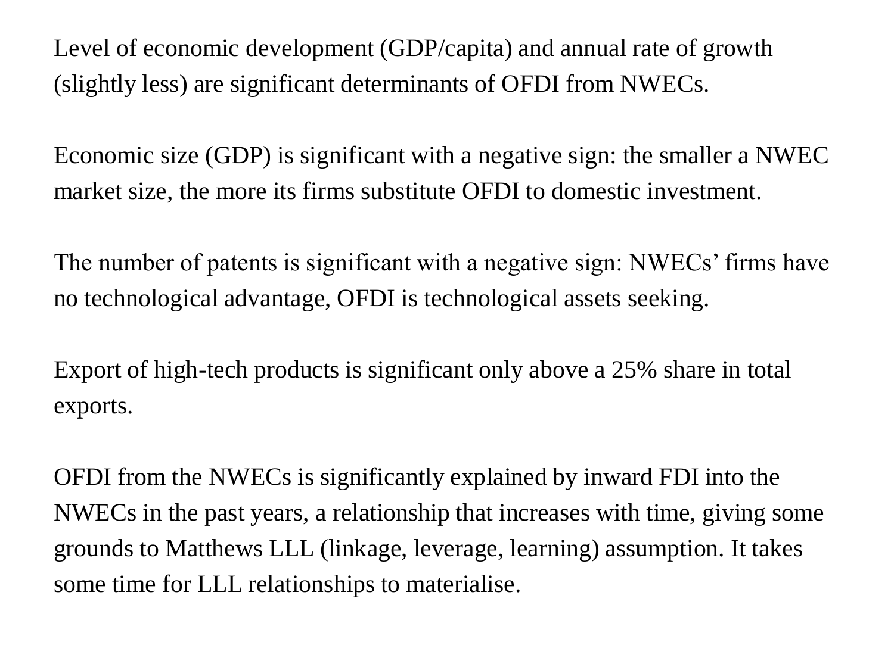Level of economic development (GDP/capita) and annual rate of growth (slightly less) are significant determinants of OFDI from NWECs.

Economic size (GDP) is significant with a negative sign: the smaller a NWEC market size, the more its firms substitute OFDI to domestic investment.

The number of patents is significant with a negative sign: NWECs' firms have no technological advantage, OFDI is technological assets seeking.

Export of high-tech products is significant only above a 25% share in total exports.

OFDI from the NWECs is significantly explained by inward FDI into the NWECs in the past years, a relationship that increases with time, giving some grounds to Matthews LLL (linkage, leverage, learning) assumption. It takes some time for LLL relationships to materialise.